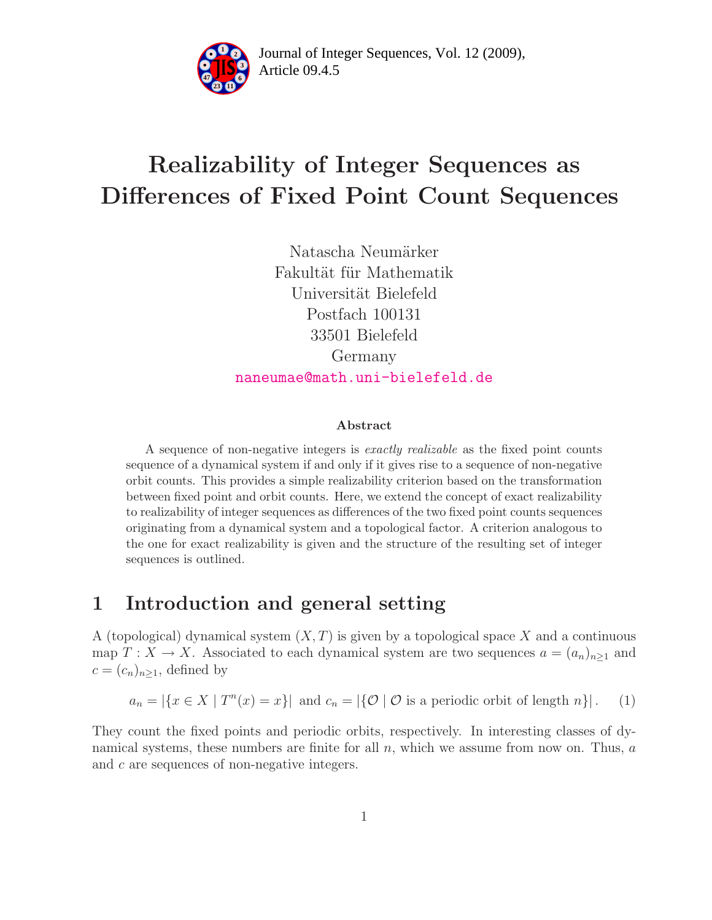# Realizability of Integer Sequences as Differences of Fixed Point Count Sequences

Natascha Neumärker
Fakultät für Mathematik
Universität Bielefeld
Postfach 100131
33501 Bielefeld
Germany
naneumae@math.uni-bielefeld.de

### Abstract

A sequence of non-negative integers is *exactly realizable* as the fixed point counts sequence of a dynamical system if and only if it gives rise to a sequence of non-negative orbit counts. This provides a simple realizability criterion based on the transformation between fixed point and orbit counts. Here, we extend the concept of exact realizability to realizability of integer sequences as differences of the two fixed point counts sequences originating from a dynamical system and a topological factor. A criterion analogous to the one for exact realizability is given and the structure of the resulting set of integer sequences is outlined.

## 1 Introduction and general setting

A (topological) dynamical system $(X, T)$ is given by a topological space $X$ and a continuous map $T : X \to X$. Associated to each dynamical system are two sequences $a = (a_n)_{n\geq 1}$ and $c = (c_n)_{n\geq 1}$, defined by

$$a_n = |\{x \in X \mid T^n(x) = x\}| \text{ and } c_n = |\{\mathcal{O} \mid \mathcal{O} \text{ is a periodic orbit of length } n\}|. \quad (1)$$

They count the fixed points and periodic orbits, respectively. In interesting classes of dynamical systems, these numbers are finite for all $n$, which we assume from now on. Thus, $a$ and $c$ are sequences of non-negative integers.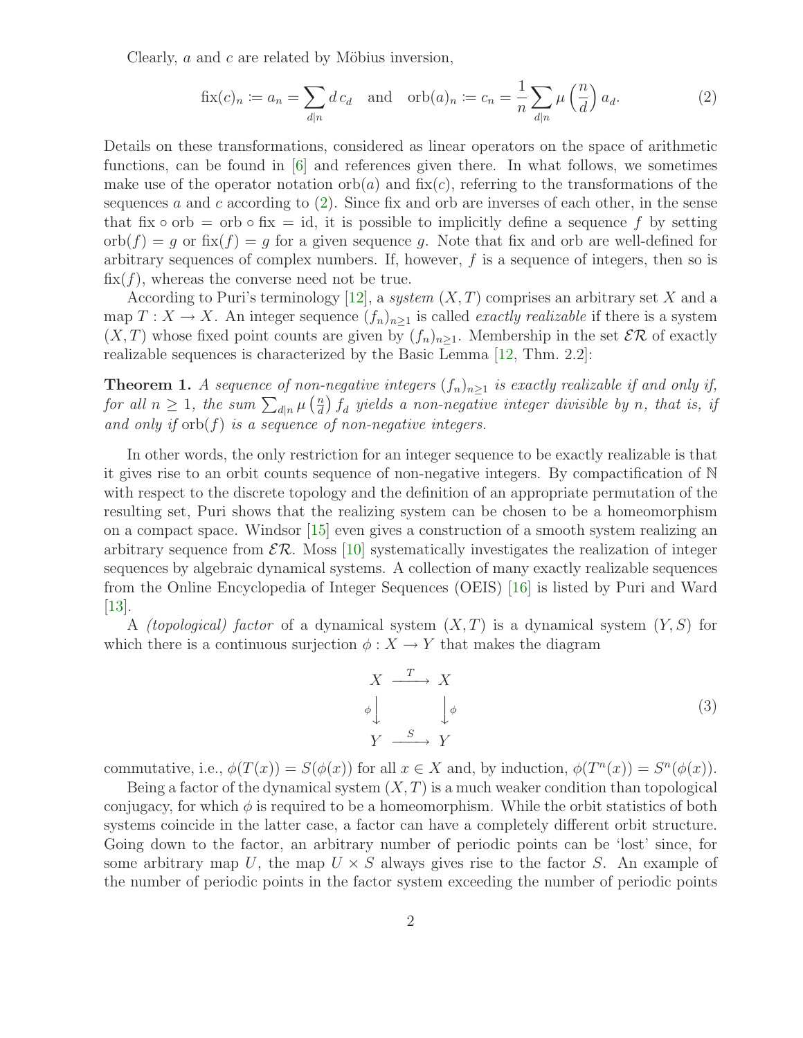Clearly, $a$ and $c$ are related by Möbius inversion,

$$\mathrm{fix}(c)_n \coloneqq a_n = \sum_{d|n} d\, c_d \quad \text{and} \quad \mathrm{orb}(a)_n \coloneqq c_n = \frac{1}{n} \sum_{d|n} \mu\left(\frac{n}{d}\right) a_d. \tag{2}$$

Details on these transformations, considered as linear operators on the space of arithmetic functions, can be found in [6] and references given there. In what follows, we sometimes make use of the operator notation $\mathrm{orb}(a)$ and $\mathrm{fix}(c)$, referring to the transformations of the sequences $a$ and $c$ according to (2). Since fix and orb are inverses of each other, in the sense that $\mathrm{fix} \circ \mathrm{orb} = \mathrm{orb} \circ \mathrm{fix} = \mathrm{id}$, it is possible to implicitly define a sequence $f$ by setting $\mathrm{orb}(f) = g$ or $\mathrm{fix}(f) = g$ for a given sequence $g$. Note that fix and orb are well-defined for arbitrary sequences of complex numbers. If, however, $f$ is a sequence of integers, then so is $\mathrm{fix}(f)$, whereas the converse need not be true.

According to Puri's terminology [12], a *system* $(X, T)$ comprises an arbitrary set $X$ and a map $T : X \to X$. An integer sequence $(f_n)_{n\geq 1}$ is called *exactly realizable* if there is a system $(X, T)$ whose fixed point counts are given by $(f_n)_{n\geq 1}$. Membership in the set $\mathcal{ER}$ of exactly realizable sequences is characterized by the Basic Lemma [12, Thm. 2.2]:

**Theorem 1.** *A sequence of non-negative integers $(f_n)_{n\geq 1}$ is exactly realizable if and only if, for all $n \geq 1$, the sum $\sum_{d|n} \mu\left(\frac{n}{d}\right) f_d$ yields a non-negative integer divisible by $n$, that is, if and only if $\mathrm{orb}(f)$ is a sequence of non-negative integers.*

In other words, the only restriction for an integer sequence to be exactly realizable is that it gives rise to an orbit counts sequence of non-negative integers. By compactification of $\mathbb{N}$ with respect to the discrete topology and the definition of an appropriate permutation of the resulting set, Puri shows that the realizing system can be chosen to be a homeomorphism on a compact space. Windsor [15] even gives a construction of a smooth system realizing an arbitrary sequence from $\mathcal{ER}$. Moss [10] systematically investigates the realization of integer sequences by algebraic dynamical systems. A collection of many exactly realizable sequences from the Online Encyclopedia of Integer Sequences (OEIS) [16] is listed by Puri and Ward [13].

A *(topological) factor* of a dynamical system $(X, T)$ is a dynamical system $(Y, S)$ for which there is a continuous surjection $\phi : X \to Y$ that makes the diagram

$$\begin{array}{ccc} X & \xrightarrow{\;T\;} & X \\ {\scriptstyle\phi}\big\downarrow & & \big\downarrow{\scriptstyle\phi} \\ Y & \xrightarrow{\;S\;} & Y \end{array} \tag{3}$$

commutative, i.e., $\phi(T(x)) = S(\phi(x))$ for all $x \in X$ and, by induction, $\phi(T^n(x)) = S^n(\phi(x))$.

Being a factor of the dynamical system $(X, T)$ is a much weaker condition than topological conjugacy, for which $\phi$ is required to be a homeomorphism. While the orbit statistics of both systems coincide in the latter case, a factor can have a completely different orbit structure. Going down to the factor, an arbitrary number of periodic points can be 'lost' since, for some arbitrary map $U$, the map $U \times S$ always gives rise to the factor $S$. An example of the number of periodic points in the factor system exceeding the number of periodic points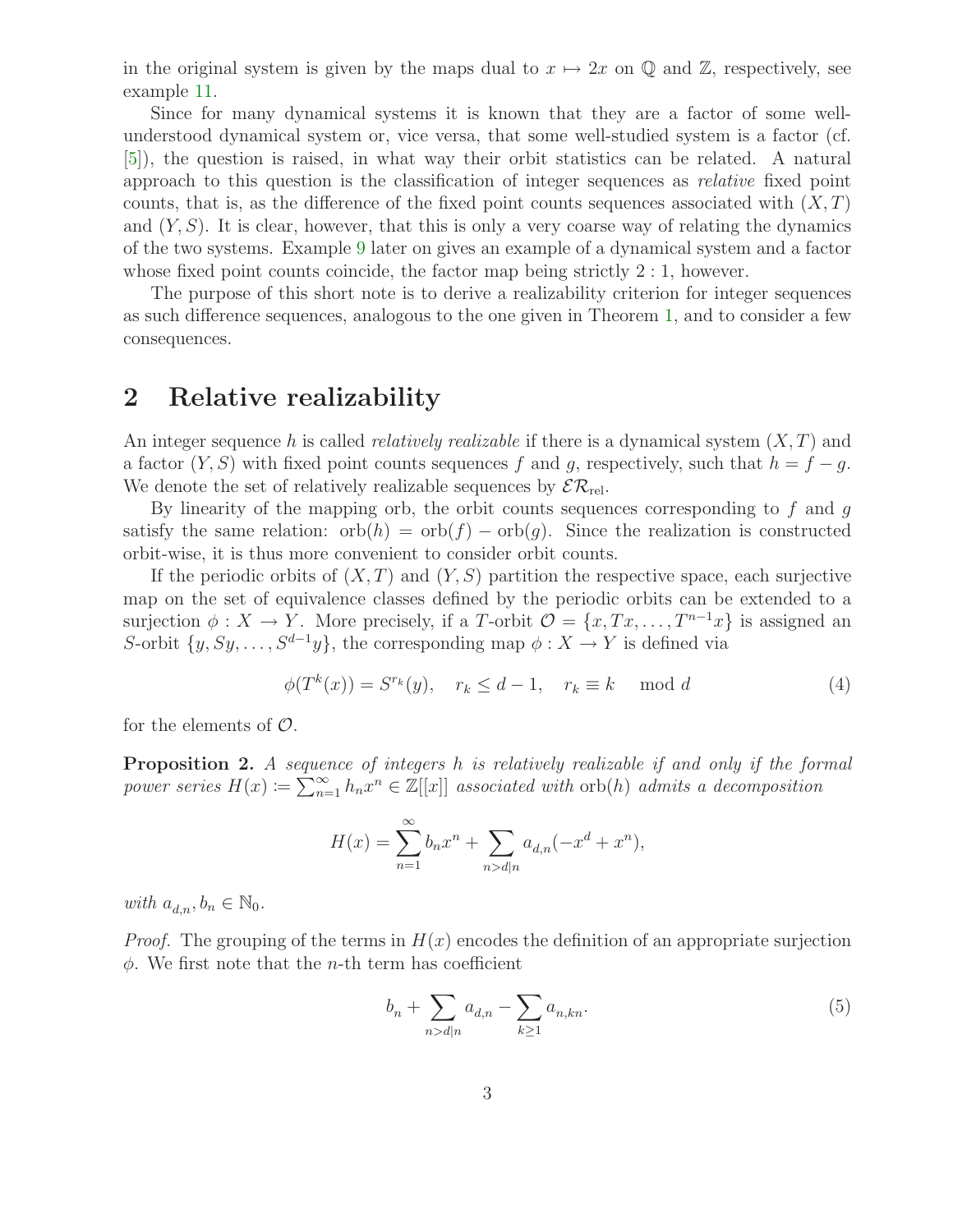in the original system is given by the maps dual to $x \mapsto 2x$ on $\mathbb{Q}$ and $\mathbb{Z}$, respectively, see example 11.

Since for many dynamical systems it is known that they are a factor of some well-understood dynamical system or, vice versa, that some well-studied system is a factor (cf. [5]), the question is raised, in what way their orbit statistics can be related. A natural approach to this question is the classification of integer sequences as *relative* fixed point counts, that is, as the difference of the fixed point counts sequences associated with $(X, T)$ and $(Y, S)$. It is clear, however, that this is only a very coarse way of relating the dynamics of the two systems. Example 9 later on gives an example of a dynamical system and a factor whose fixed point counts coincide, the factor map being strictly $2:1$, however.

The purpose of this short note is to derive a realizability criterion for integer sequences as such difference sequences, analogous to the one given in Theorem 1, and to consider a few consequences.

## 2 Relative realizability

An integer sequence $h$ is called *relatively realizable* if there is a dynamical system $(X, T)$ and a factor $(Y, S)$ with fixed point counts sequences $f$ and $g$, respectively, such that $h = f - g$. We denote the set of relatively realizable sequences by $\mathcal{ER}_{\text{rel}}$.

By linearity of the mapping orb, the orbit counts sequences corresponding to $f$ and $g$ satisfy the same relation: $\text{orb}(h) = \text{orb}(f) - \text{orb}(g)$. Since the realization is constructed orbit-wise, it is thus more convenient to consider orbit counts.

If the periodic orbits of $(X, T)$ and $(Y, S)$ partition the respective space, each surjective map on the set of equivalence classes defined by the periodic orbits can be extended to a surjection $\phi : X \to Y$. More precisely, if a $T$-orbit $\mathcal{O} = \{x, Tx, \ldots, T^{n-1}x\}$ is assigned an $S$-orbit $\{y, Sy, \ldots, S^{d-1}y\}$, the corresponding map $\phi : X \to Y$ is defined via

$$\phi(T^k(x)) = S^{r_k}(y), \quad r_k \leq d-1, \quad r_k \equiv k \mod d \tag{4}$$

for the elements of $\mathcal{O}$.

**Proposition 2.** *A sequence of integers $h$ is relatively realizable if and only if the formal power series $H(x) \coloneqq \sum_{n=1}^{\infty} h_n x^n \in \mathbb{Z}[[x]]$ associated with $\text{orb}(h)$ admits a decomposition*

$$H(x) = \sum_{n=1}^{\infty} b_n x^n + \sum_{n>d|n} a_{d,n}(-x^d + x^n),$$

*with $a_{d,n}, b_n \in \mathbb{N}_0$.*

*Proof.* The grouping of the terms in $H(x)$ encodes the definition of an appropriate surjection $\phi$. We first note that the $n$-th term has coefficient

$$b_n + \sum_{n>d|n} a_{d,n} - \sum_{k\geq 1} a_{n,kn}. \tag{5}$$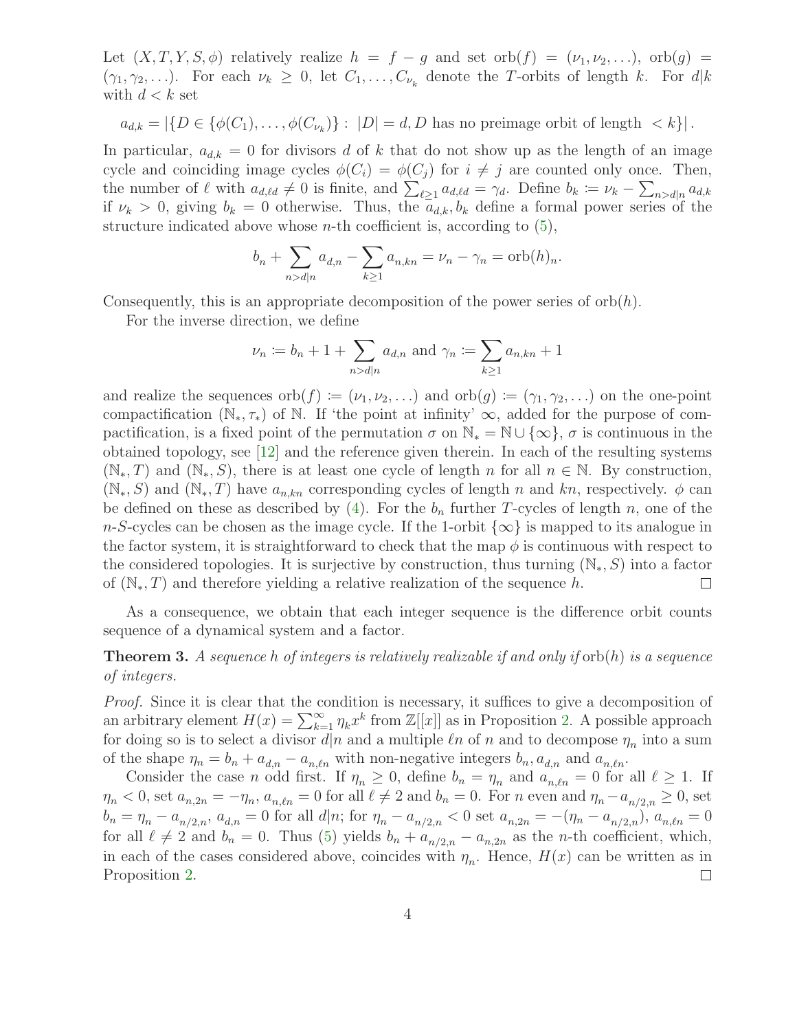Let $(X, T, Y, S, \phi)$ relatively realize $h = f - g$ and set $\mathrm{orb}(f) = (\nu_1, \nu_2, \ldots)$, $\mathrm{orb}(g) = (\gamma_1, \gamma_2, \ldots)$. For each $\nu_k \geq 0$, let $C_1, \ldots, C_{\nu_k}$ denote the $T$-orbits of length $k$. For $d|k$ with $d < k$ set

$$a_{d,k} = |\{D \in \{\phi(C_1), \ldots, \phi(C_{\nu_k})\} : \; |D| = d, D \text{ has no preimage orbit of length } < k\}| .$$

In particular, $a_{d,k} = 0$ for divisors $d$ of $k$ that do not show up as the length of an image cycle and coinciding image cycles $\phi(C_i) = \phi(C_j)$ for $i \neq j$ are counted only once. Then, the number of $\ell$ with $a_{d,\ell d} \neq 0$ is finite, and $\sum_{\ell \geq 1} a_{d,\ell d} = \gamma_d$. Define $b_k \coloneqq \nu_k - \sum_{n > d|n} a_{d,k}$ if $\nu_k > 0$, giving $b_k = 0$ otherwise. Thus, the $a_{d,k}, b_k$ define a formal power series of the structure indicated above whose $n$-th coefficient is, according to (5),

$$b_n + \sum_{n > d|n} a_{d,n} - \sum_{k \geq 1} a_{n,kn} = \nu_n - \gamma_n = \mathrm{orb}(h)_n.$$

Consequently, this is an appropriate decomposition of the power series of $\mathrm{orb}(h)$.

For the inverse direction, we define

$$\nu_n \coloneqq b_n + 1 + \sum_{n > d|n} a_{d,n} \text{ and } \gamma_n \coloneqq \sum_{k \geq 1} a_{n,kn} + 1$$

and realize the sequences $\mathrm{orb}(f) \coloneqq (\nu_1, \nu_2, \ldots)$ and $\mathrm{orb}(g) \coloneqq (\gamma_1, \gamma_2, \ldots)$ on the one-point compactification $(\mathbb{N}_*, \tau_*)$ of $\mathbb{N}$. If 'the point at infinity' $\infty$, added for the purpose of compactification, is a fixed point of the permutation $\sigma$ on $\mathbb{N}_* = \mathbb{N} \cup \{\infty\}$, $\sigma$ is continuous in the obtained topology, see [12] and the reference given therein. In each of the resulting systems $(\mathbb{N}_*, T)$ and $(\mathbb{N}_*, S)$, there is at least one cycle of length $n$ for all $n \in \mathbb{N}$. By construction, $(\mathbb{N}_*, S)$ and $(\mathbb{N}_*, T)$ have $a_{n,kn}$ corresponding cycles of length $n$ and $kn$, respectively. $\phi$ can be defined on these as described by (4). For the $b_n$ further $T$-cycles of length $n$, one of the $n$-$S$-cycles can be chosen as the image cycle. If the 1-orbit $\{\infty\}$ is mapped to its analogue in the factor system, it is straightforward to check that the map $\phi$ is continuous with respect to the considered topologies. It is surjective by construction, thus turning $(\mathbb{N}_*, S)$ into a factor of $(\mathbb{N}_*, T)$ and therefore yielding a relative realization of the sequence $h$. $\square$

As a consequence, we obtain that each integer sequence is the difference orbit counts sequence of a dynamical system and a factor.

**Theorem 3.** *A sequence $h$ of integers is relatively realizable if and only if* $\mathrm{orb}(h)$ *is a sequence of integers.*

*Proof.* Since it is clear that the condition is necessary, it suffices to give a decomposition of an arbitrary element $H(x) = \sum_{k=1}^{\infty} \eta_k x^k$ from $\mathbb{Z}[[x]]$ as in Proposition 2. A possible approach for doing so is to select a divisor $d|n$ and a multiple $\ell n$ of $n$ and to decompose $\eta_n$ into a sum of the shape $\eta_n = b_n + a_{d,n} - a_{n,\ell n}$ with non-negative integers $b_n, a_{d,n}$ and $a_{n,\ell n}$.

Consider the case $n$ odd first. If $\eta_n \geq 0$, define $b_n = \eta_n$ and $a_{n,\ell n} = 0$ for all $\ell \geq 1$. If $\eta_n < 0$, set $a_{n,2n} = -\eta_n$, $a_{n,\ell n} = 0$ for all $\ell \neq 2$ and $b_n = 0$. For $n$ even and $\eta_n - a_{n/2,n} \geq 0$, set $b_n = \eta_n - a_{n/2,n}$, $a_{d,n} = 0$ for all $d|n$; for $\eta_n - a_{n/2,n} < 0$ set $a_{n,2n} = -(\eta_n - a_{n/2,n})$, $a_{n,\ell n} = 0$ for all $\ell \neq 2$ and $b_n = 0$. Thus (5) yields $b_n + a_{n/2,n} - a_{n,2n}$ as the $n$-th coefficient, which, in each of the cases considered above, coincides with $\eta_n$. Hence, $H(x)$ can be written as in Proposition 2. $\square$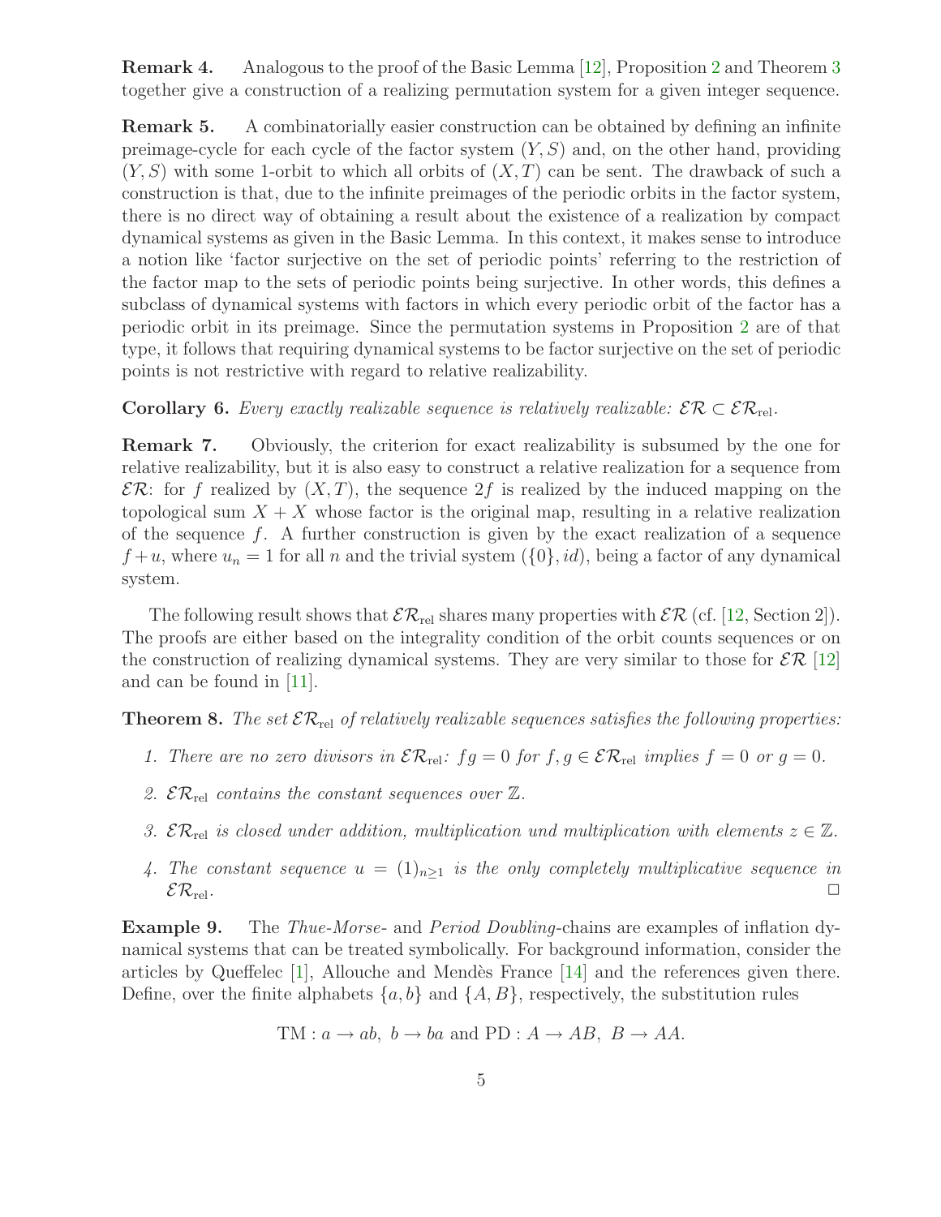**Remark 4.** Analogous to the proof of the Basic Lemma [12], Proposition 2 and Theorem 3 together give a construction of a realizing permutation system for a given integer sequence.

**Remark 5.** A combinatorially easier construction can be obtained by defining an infinite preimage-cycle for each cycle of the factor system $(Y, S)$ and, on the other hand, providing $(Y, S)$ with some 1-orbit to which all orbits of $(X, T)$ can be sent. The drawback of such a construction is that, due to the infinite preimages of the periodic orbits in the factor system, there is no direct way of obtaining a result about the existence of a realization by compact dynamical systems as given in the Basic Lemma. In this context, it makes sense to introduce a notion like 'factor surjective on the set of periodic points' referring to the restriction of the factor map to the sets of periodic points being surjective. In other words, this defines a subclass of dynamical systems with factors in which every periodic orbit of the factor has a periodic orbit in its preimage. Since the permutation systems in Proposition 2 are of that type, it follows that requiring dynamical systems to be factor surjective on the set of periodic points is not restrictive with regard to relative realizability.

**Corollary 6.** *Every exactly realizable sequence is relatively realizable: $\mathcal{ER} \subset \mathcal{ER}_{\text{rel}}$.*

**Remark 7.** Obviously, the criterion for exact realizability is subsumed by the one for relative realizability, but it is also easy to construct a relative realization for a sequence from $\mathcal{ER}$: for $f$ realized by $(X, T)$, the sequence $2f$ is realized by the induced mapping on the topological sum $X + X$ whose factor is the original map, resulting in a relative realization of the sequence $f$. A further construction is given by the exact realization of a sequence $f + u$, where $u_n = 1$ for all $n$ and the trivial system $(\{0\}, id)$, being a factor of any dynamical system.

The following result shows that $\mathcal{ER}_{\text{rel}}$ shares many properties with $\mathcal{ER}$ (cf. [12, Section 2]). The proofs are either based on the integrality condition of the orbit counts sequences or on the construction of realizing dynamical systems. They are very similar to those for $\mathcal{ER}$ [12] and can be found in [11].

**Theorem 8.** *The set $\mathcal{ER}_{\text{rel}}$ of relatively realizable sequences satisfies the following properties:*

1. *There are no zero divisors in $\mathcal{ER}_{\text{rel}}$: $fg = 0$ for $f, g \in \mathcal{ER}_{\text{rel}}$ implies $f = 0$ or $g = 0$.*
2. *$\mathcal{ER}_{\text{rel}}$ contains the constant sequences over $\mathbb{Z}$.*
3. *$\mathcal{ER}_{\text{rel}}$ is closed under addition, multiplication und multiplication with elements $z \in \mathbb{Z}$.*
4. *The constant sequence $u = (1)_{n \geq 1}$ is the only completely multiplicative sequence in $\mathcal{ER}_{\text{rel}}$.* □

**Example 9.** The *Thue-Morse-* and *Period Doubling*-chains are examples of inflation dynamical systems that can be treated symbolically. For background information, consider the articles by Queffelec [1], Allouche and Mendès France [14] and the references given there. Define, over the finite alphabets $\{a, b\}$ and $\{A, B\}$, respectively, the substitution rules

$$\text{TM} : a \to ab,\ b \to ba \text{ and PD} : A \to AB,\ B \to AA.$$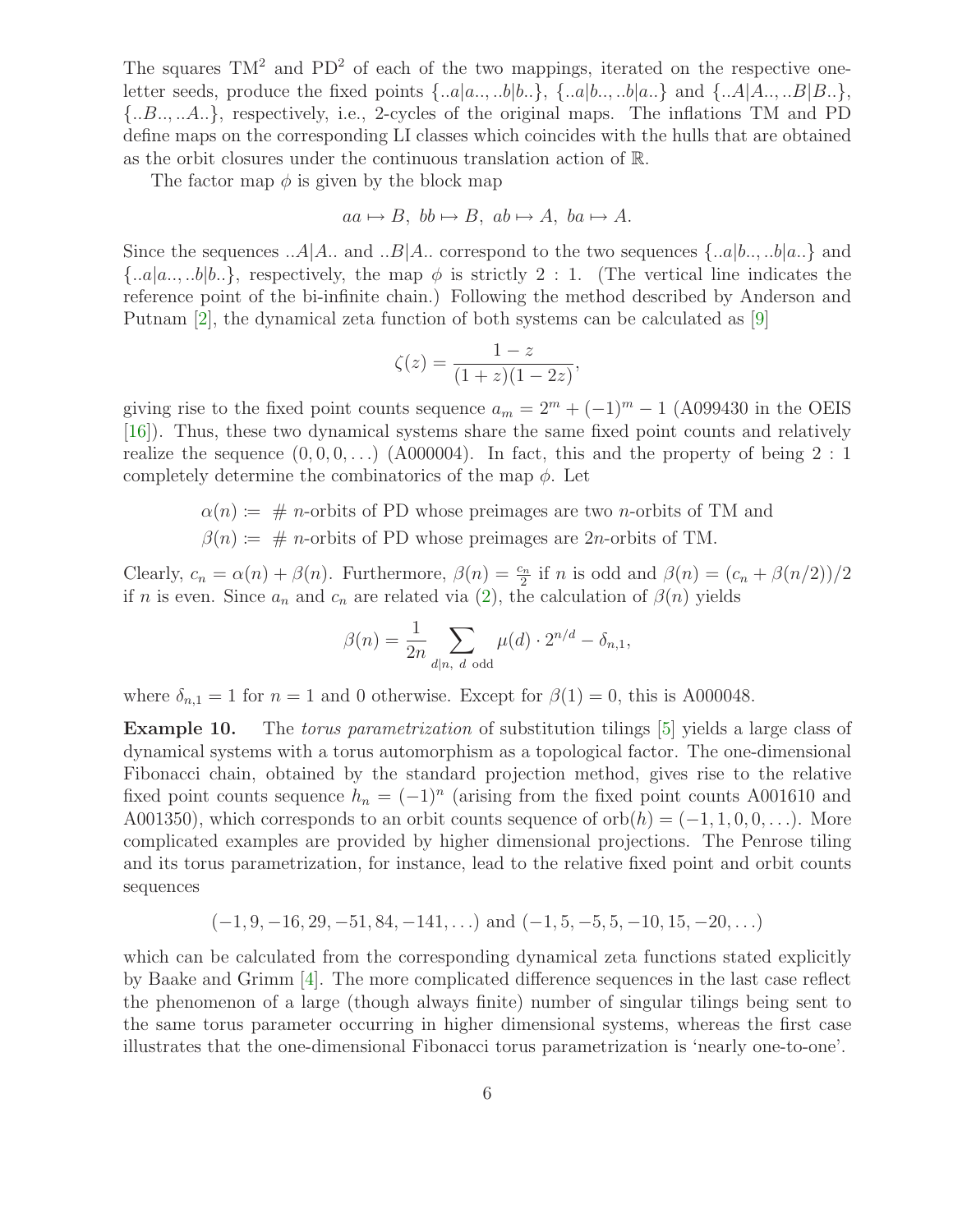The squares $\mathrm{TM}^2$ and $\mathrm{PD}^2$ of each of the two mappings, iterated on the respective one-letter seeds, produce the fixed points $\{..a|a.., ..b|b..\}$, $\{..a|b.., ..b|a..\}$ and $\{..A|A.., ..B|B..\}$, $\{..B.., ..A..\}$, respectively, i.e., 2-cycles of the original maps. The inflations TM and PD define maps on the corresponding LI classes which coincides with the hulls that are obtained as the orbit closures under the continuous translation action of $\mathbb{R}$.

The factor map $\phi$ is given by the block map

$$aa \mapsto B,\ bb \mapsto B,\ ab \mapsto A,\ ba \mapsto A.$$

Since the sequences $..A|A..$ and $..B|A..$ correspond to the two sequences $\{..a|b.., ..b|a..\}$ and $\{..a|a.., ..b|b..\}$, respectively, the map $\phi$ is strictly $2:1$. (The vertical line indicates the reference point of the bi-infinite chain.) Following the method described by Anderson and Putnam [2], the dynamical zeta function of both systems can be calculated as [9]

$$\zeta(z) = \frac{1-z}{(1+z)(1-2z)},$$

giving rise to the fixed point counts sequence $a_m = 2^m + (-1)^m - 1$ (A099430 in the OEIS [16]). Thus, these two dynamical systems share the same fixed point counts and relatively realize the sequence $(0, 0, 0, \ldots)$ (A000004). In fact, this and the property of being $2:1$ completely determine the combinatorics of the map $\phi$. Let

$$\alpha(n) := \#\ n\text{-orbits of PD whose preimages are two } n\text{-orbits of TM and}$$
$$\beta(n) := \#\ n\text{-orbits of PD whose preimages are } 2n\text{-orbits of TM.}$$

Clearly, $c_n = \alpha(n) + \beta(n)$. Furthermore, $\beta(n) = \frac{c_n}{2}$ if $n$ is odd and $\beta(n) = (c_n + \beta(n/2))/2$ if $n$ is even. Since $a_n$ and $c_n$ are related via (2), the calculation of $\beta(n)$ yields

$$\beta(n) = \frac{1}{2n} \sum_{d|n,\ d \text{ odd}} \mu(d) \cdot 2^{n/d} - \delta_{n,1},$$

where $\delta_{n,1} = 1$ for $n = 1$ and 0 otherwise. Except for $\beta(1) = 0$, this is A000048.

**Example 10.** The *torus parametrization* of substitution tilings [5] yields a large class of dynamical systems with a torus automorphism as a topological factor. The one-dimensional Fibonacci chain, obtained by the standard projection method, gives rise to the relative fixed point counts sequence $h_n = (-1)^n$ (arising from the fixed point counts A001610 and A001350), which corresponds to an orbit counts sequence of $\mathrm{orb}(h) = (-1, 1, 0, 0, \ldots)$. More complicated examples are provided by higher dimensional projections. The Penrose tiling and its torus parametrization, for instance, lead to the relative fixed point and orbit counts sequences

$$(-1, 9, -16, 29, -51, 84, -141, \ldots) \text{ and } (-1, 5, -5, 5, -10, 15, -20, \ldots)$$

which can be calculated from the corresponding dynamical zeta functions stated explicitly by Baake and Grimm [4]. The more complicated difference sequences in the last case reflect the phenomenon of a large (though always finite) number of singular tilings being sent to the same torus parameter occurring in higher dimensional systems, whereas the first case illustrates that the one-dimensional Fibonacci torus parametrization is 'nearly one-to-one'.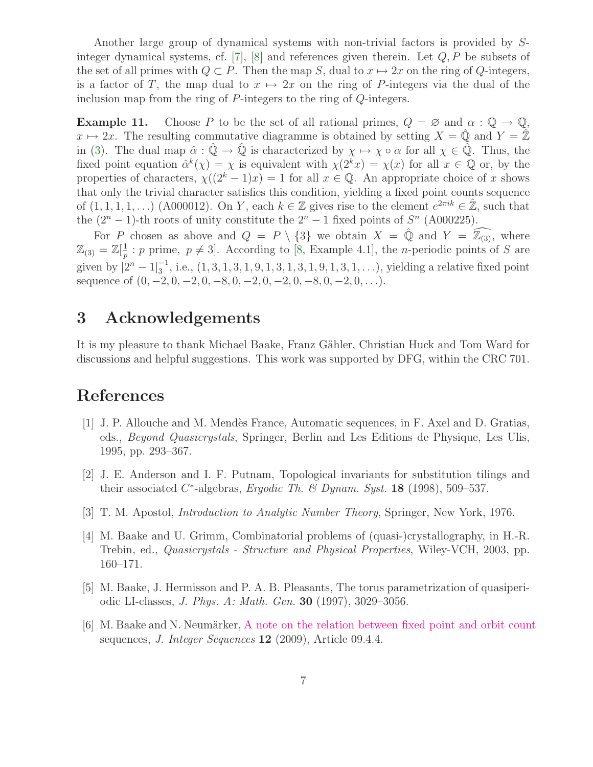Another large group of dynamical systems with non-trivial factors is provided by $S$-integer dynamical systems, cf. [7], [8] and references given therein. Let $Q, P$ be subsets of the set of all primes with $Q \subset P$. Then the map $S$, dual to $x \mapsto 2x$ on the ring of $Q$-integers, is a factor of $T$, the map dual to $x \mapsto 2x$ on the ring of $P$-integers via the dual of the inclusion map from the ring of $P$-integers to the ring of $Q$-integers.

**Example 11.** Choose $P$ to be the set of all rational primes, $Q = \varnothing$ and $\alpha : \mathbb{Q} \to \mathbb{Q}$, $x \mapsto 2x$. The resulting commutative diagramme is obtained by setting $X = \hat{\mathbb{Q}}$ and $Y = \hat{\mathbb{Z}}$ in (3). The dual map $\hat{\alpha} : \hat{\mathbb{Q}} \to \hat{\mathbb{Q}}$ is characterized by $\chi \mapsto \chi \circ \alpha$ for all $\chi \in \hat{\mathbb{Q}}$. Thus, the fixed point equation $\hat{\alpha}^k(\chi) = \chi$ is equivalent with $\chi(2^k x) = \chi(x)$ for all $x \in \mathbb{Q}$ or, by the properties of characters, $\chi((2^k - 1)x) = 1$ for all $x \in \mathbb{Q}$. An appropriate choice of $x$ shows that only the trivial character satisfies this condition, yielding a fixed point counts sequence of $(1, 1, 1, 1, \ldots)$ (A000012). On $Y$, each $k \in \mathbb{Z}$ gives rise to the element $e^{2\pi i k} \in \hat{\mathbb{Z}}$, such that the $(2^n - 1)$-th roots of unity constitute the $2^n - 1$ fixed points of $S^n$ (A000225).

For $P$ chosen as above and $Q = P \setminus \{3\}$ we obtain $X = \hat{\mathbb{Q}}$ and $Y = \widehat{\mathbb{Z}_{(3)}}$, where $\mathbb{Z}_{(3)} = \mathbb{Z}[\frac{1}{p} : p \text{ prime}, \ p \neq 3]$. According to [8, Example 4.1], the $n$-periodic points of $S$ are given by $|2^n - 1|_3^{-1}$, i.e., $(1, 3, 1, 3, 1, 9, 1, 3, 1, 3, 1, 9, 1, 3, 1, \ldots)$, yielding a relative fixed point sequence of $(0, -2, 0, -2, 0, -8, 0, -2, 0, -2, 0, -8, 0, -2, 0, \ldots)$.

## 3 Acknowledgements

It is my pleasure to thank Michael Baake, Franz Gähler, Christian Huck and Tom Ward for discussions and helpful suggestions. This work was supported by DFG, within the CRC 701.

## References

[1] J. P. Allouche and M. Mendès France, Automatic sequences, in F. Axel and D. Gratias, eds., *Beyond Quasicrystals*, Springer, Berlin and Les Editions de Physique, Les Ulis, 1995, pp. 293–367.

[2] J. E. Anderson and I. F. Putnam, Topological invariants for substitution tilings and their associated $C^*$-algebras, *Ergodic Th. & Dynam. Syst.* **18** (1998), 509–537.

[3] T. M. Apostol, *Introduction to Analytic Number Theory*, Springer, New York, 1976.

[4] M. Baake and U. Grimm, Combinatorial problems of (quasi-)crystallography, in H.-R. Trebin, ed., *Quasicrystals - Structure and Physical Properties*, Wiley-VCH, 2003, pp. 160–171.

[5] M. Baake, J. Hermisson and P. A. B. Pleasants, The torus parametrization of quasiperiodic LI-classes, *J. Phys. A: Math. Gen.* **30** (1997), 3029–3056.

[6] M. Baake and N. Neumärker, A note on the relation between fixed point and orbit count sequences, *J. Integer Sequences* **12** (2009), Article 09.4.4.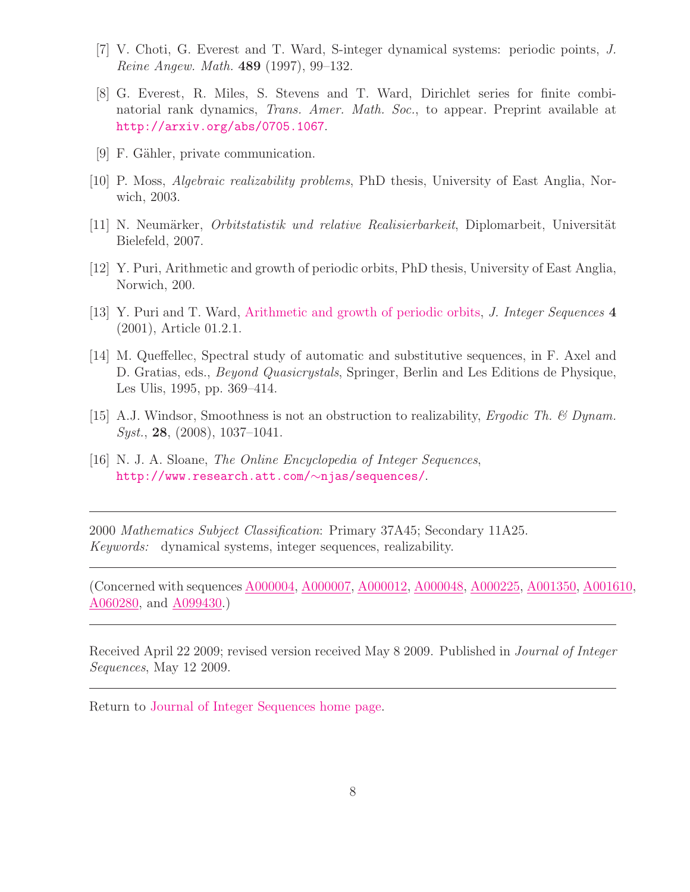[7] V. Choti, G. Everest and T. Ward, S-integer dynamical systems: periodic points, *J. Reine Angew. Math.* **489** (1997), 99–132.

[8] G. Everest, R. Miles, S. Stevens and T. Ward, Dirichlet series for finite combinatorial rank dynamics, *Trans. Amer. Math. Soc.*, to appear. Preprint available at http://arxiv.org/abs/0705.1067.

[9] F. Gähler, private communication.

[10] P. Moss, *Algebraic realizability problems*, PhD thesis, University of East Anglia, Norwich, 2003.

[11] N. Neumärker, *Orbitstatistik und relative Realisierbarkeit*, Diplomarbeit, Universität Bielefeld, 2007.

[12] Y. Puri, Arithmetic and growth of periodic orbits, PhD thesis, University of East Anglia, Norwich, 200.

[13] Y. Puri and T. Ward, Arithmetic and growth of periodic orbits, *J. Integer Sequences* **4** (2001), Article 01.2.1.

[14] M. Queffellec, Spectral study of automatic and substitutive sequences, in F. Axel and D. Gratias, eds., *Beyond Quasicrystals*, Springer, Berlin and Les Editions de Physique, Les Ulis, 1995, pp. 369–414.

[15] A.J. Windsor, Smoothness is not an obstruction to realizability, *Ergodic Th. & Dynam. Syst.*, **28**, (2008), 1037–1041.

[16] N. J. A. Sloane, *The Online Encyclopedia of Integer Sequences*, http://www.research.att.com/∼njas/sequences/.

---

2000 *Mathematics Subject Classification*: Primary 37A45; Secondary 11A25.
*Keywords:* dynamical systems, integer sequences, realizability.

---

(Concerned with sequences A000004, A000007, A000012, A000048, A000225, A001350, A001610, A060280, and A099430.)

---

Received April 22 2009; revised version received May 8 2009. Published in *Journal of Integer Sequences*, May 12 2009.

---

Return to Journal of Integer Sequences home page.